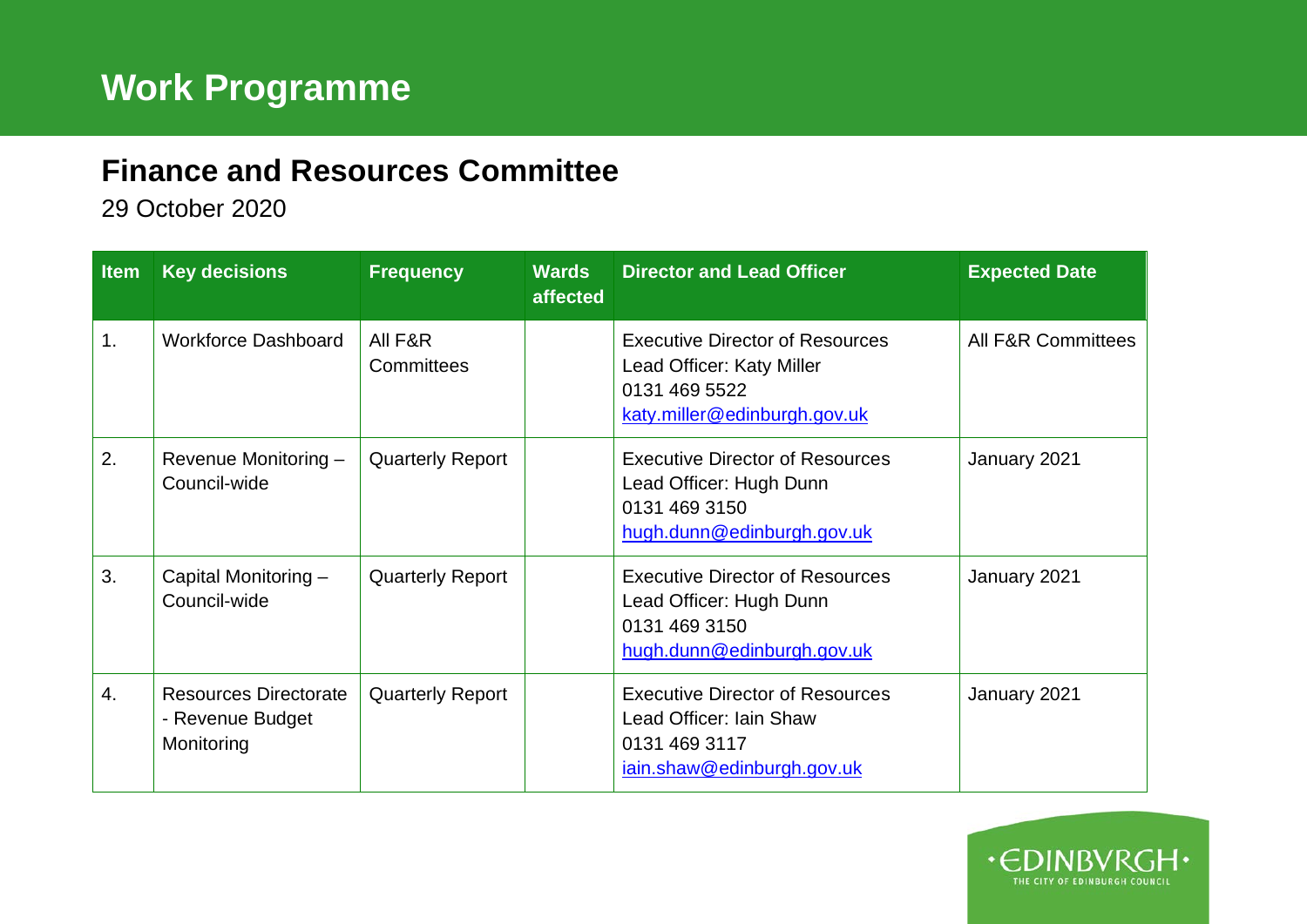# Work Programme

## Finance and Resources Committee

29 October 2020

| Item | Key decisions | Frequency | Wards affected | Director and Lead Officer | Expected Date |
|---|---|---|---|---|---|
| 1. | Workforce Dashboard | All F&R Committees | | Executive Director of Resources<br>Lead Officer: Katy Miller<br>0131 469 5522<br>katy.miller@edinburgh.gov.uk | All F&R Committees |
| 2. | Revenue Monitoring – Council-wide | Quarterly Report | | Executive Director of Resources<br>Lead Officer: Hugh Dunn<br>0131 469 3150<br>hugh.dunn@edinburgh.gov.uk | January 2021 |
| 3. | Capital Monitoring – Council-wide | Quarterly Report | | Executive Director of Resources<br>Lead Officer: Hugh Dunn<br>0131 469 3150<br>hugh.dunn@edinburgh.gov.uk | January 2021 |
| 4. | Resources Directorate - Revenue Budget Monitoring | Quarterly Report | | Executive Director of Resources<br>Lead Officer: Iain Shaw<br>0131 469 3117<br>iain.shaw@edinburgh.gov.uk | January 2021 |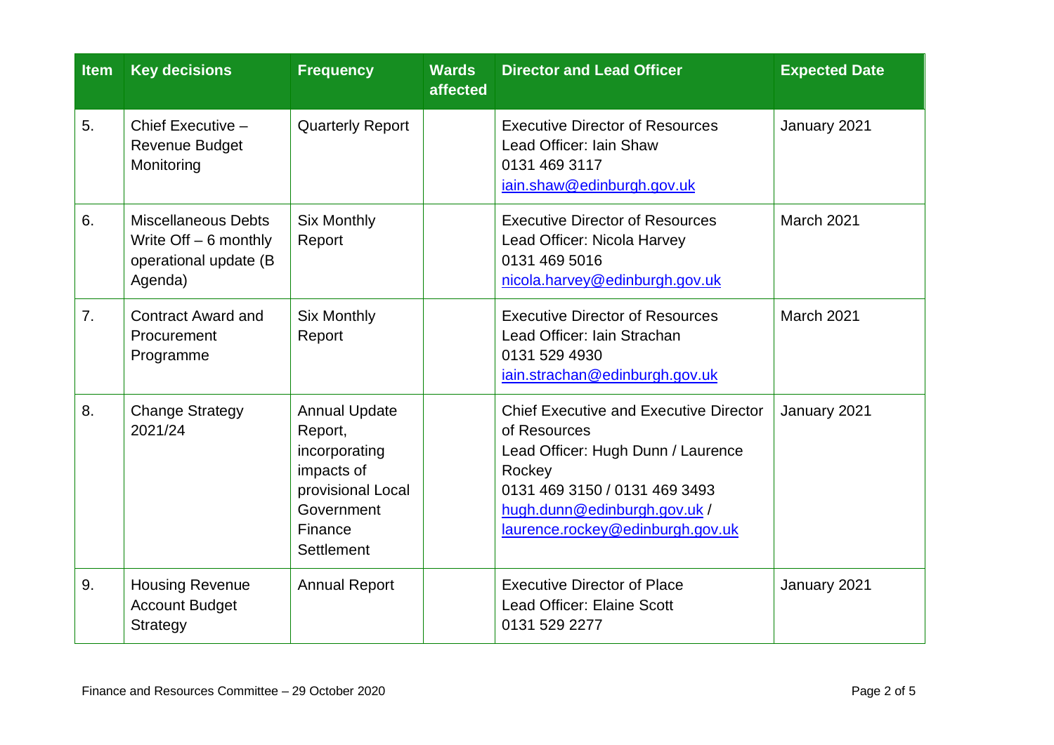| Item | Key decisions | Frequency | Wards affected | Director and Lead Officer | Expected Date |
|---|---|---|---|---|---|
| 5. | Chief Executive – Revenue Budget Monitoring | Quarterly Report | | Executive Director of Resources<br>Lead Officer: Iain Shaw<br>0131 469 3117<br>iain.shaw@edinburgh.gov.uk | January 2021 |
| 6. | Miscellaneous Debts Write Off – 6 monthly operational update (B Agenda) | Six Monthly Report | | Executive Director of Resources<br>Lead Officer: Nicola Harvey<br>0131 469 5016<br>nicola.harvey@edinburgh.gov.uk | March 2021 |
| 7. | Contract Award and Procurement Programme | Six Monthly Report | | Executive Director of Resources<br>Lead Officer: Iain Strachan<br>0131 529 4930<br>iain.strachan@edinburgh.gov.uk | March 2021 |
| 8. | Change Strategy 2021/24 | Annual Update Report, incorporating impacts of provisional Local Government Finance Settlement | | Chief Executive and Executive Director of Resources<br>Lead Officer: Hugh Dunn / Laurence Rockey<br>0131 469 3150 / 0131 469 3493<br>hugh.dunn@edinburgh.gov.uk / laurence.rockey@edinburgh.gov.uk | January 2021 |
| 9. | Housing Revenue Account Budget Strategy | Annual Report | | Executive Director of Place<br>Lead Officer: Elaine Scott<br>0131 529 2277 | January 2021 |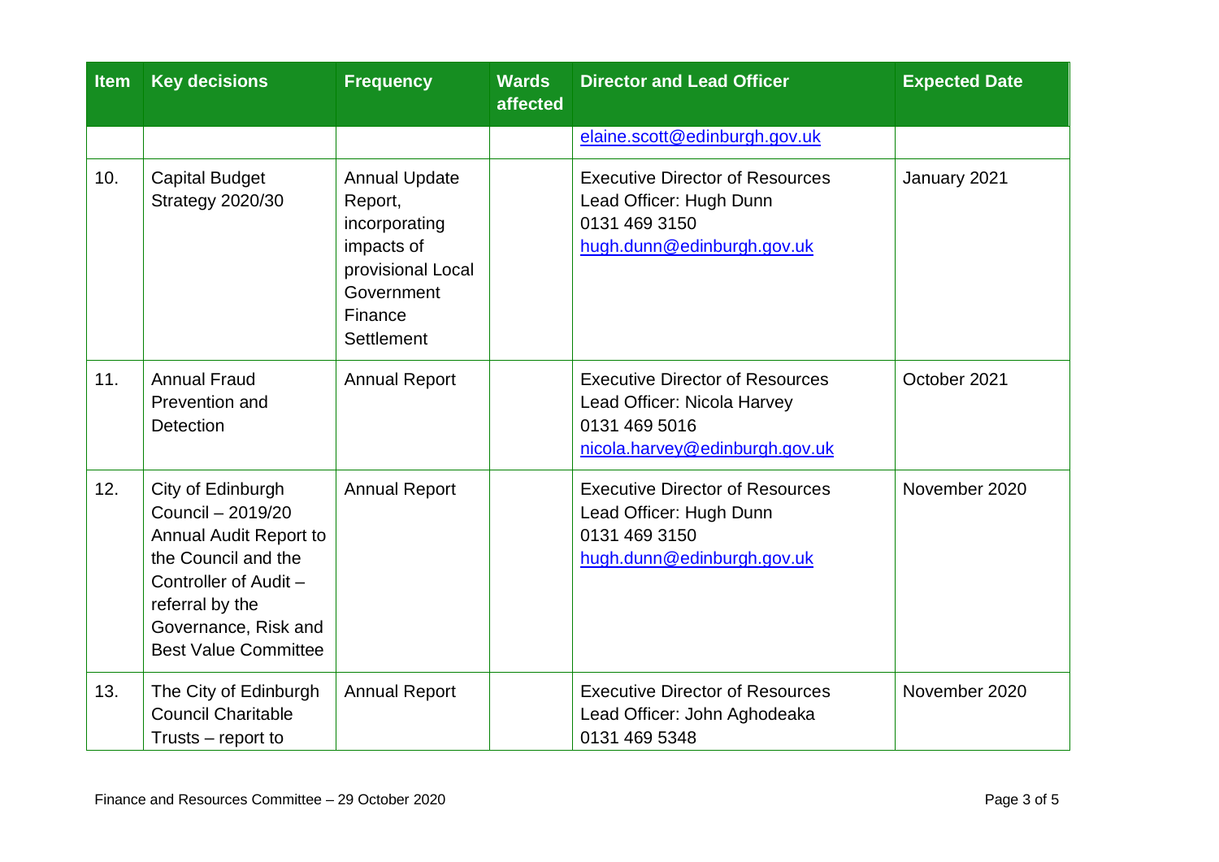| Item | Key decisions | Frequency | Wards affected | Director and Lead Officer | Expected Date |
|---|---|---|---|---|---|
| | | | | elaine.scott@edinburgh.gov.uk | |
| 10. | Capital Budget Strategy 2020/30 | Annual Update Report, incorporating impacts of provisional Local Government Finance Settlement | | Executive Director of Resources<br>Lead Officer: Hugh Dunn<br>0131 469 3150<br>hugh.dunn@edinburgh.gov.uk | January 2021 |
| 11. | Annual Fraud Prevention and Detection | Annual Report | | Executive Director of Resources<br>Lead Officer: Nicola Harvey<br>0131 469 5016<br>nicola.harvey@edinburgh.gov.uk | October 2021 |
| 12. | City of Edinburgh Council – 2019/20 Annual Audit Report to the Council and the Controller of Audit – referral by the Governance, Risk and Best Value Committee | Annual Report | | Executive Director of Resources<br>Lead Officer: Hugh Dunn<br>0131 469 3150<br>hugh.dunn@edinburgh.gov.uk | November 2020 |
| 13. | The City of Edinburgh Council Charitable Trusts – report to | Annual Report | | Executive Director of Resources<br>Lead Officer: John Aghodeaka<br>0131 469 5348 | November 2020 |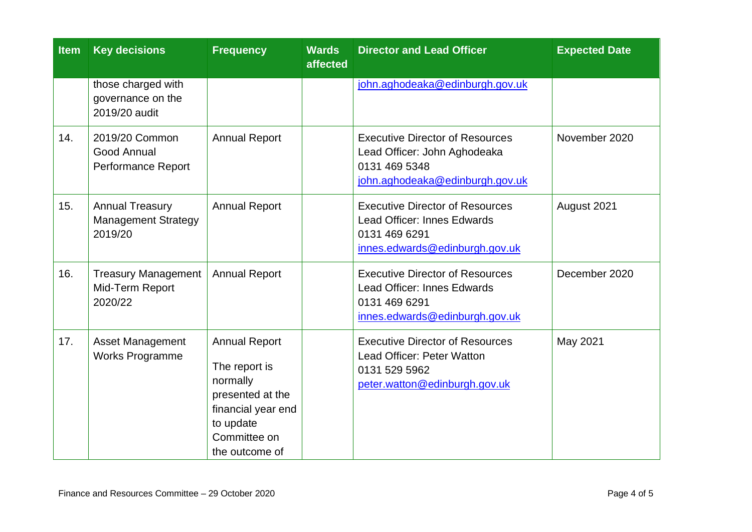| Item | Key decisions | Frequency | Wards affected | Director and Lead Officer | Expected Date |
|---|---|---|---|---|---|
| | those charged with governance on the 2019/20 audit | | | john.aghodeaka@edinburgh.gov.uk | |
| 14. | 2019/20 Common Good Annual Performance Report | Annual Report | | Executive Director of Resources<br>Lead Officer: John Aghodeaka<br>0131 469 5348<br>john.aghodeaka@edinburgh.gov.uk | November 2020 |
| 15. | Annual Treasury Management Strategy 2019/20 | Annual Report | | Executive Director of Resources<br>Lead Officer: Innes Edwards<br>0131 469 6291<br>innes.edwards@edinburgh.gov.uk | August 2021 |
| 16. | Treasury Management Mid-Term Report 2020/22 | Annual Report | | Executive Director of Resources<br>Lead Officer: Innes Edwards<br>0131 469 6291<br>innes.edwards@edinburgh.gov.uk | December 2020 |
| 17. | Asset Management Works Programme | Annual Report<br><br>The report is normally presented at the financial year end to update Committee on the outcome of | | Executive Director of Resources<br>Lead Officer: Peter Watton<br>0131 529 5962<br>peter.watton@edinburgh.gov.uk | May 2021 |

Finance and Resources Committee – 29 October 2020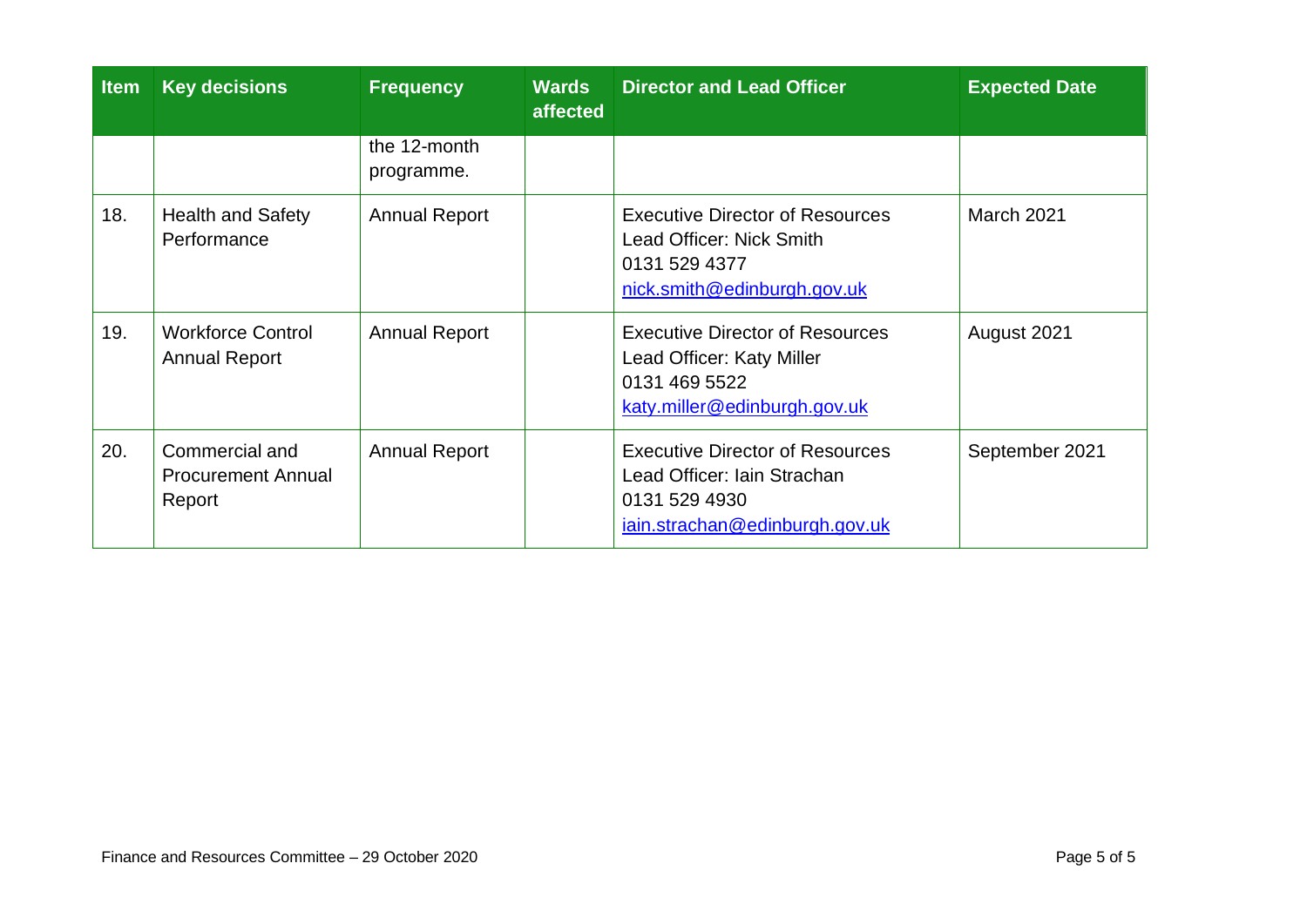| Item | Key decisions | Frequency | Wards affected | Director and Lead Officer | Expected Date |
|---|---|---|---|---|---|
| | | the 12-month programme. | | | |
| 18. | Health and Safety Performance | Annual Report | | Executive Director of Resources<br>Lead Officer: Nick Smith<br>0131 529 4377<br>nick.smith@edinburgh.gov.uk | March 2021 |
| 19. | Workforce Control Annual Report | Annual Report | | Executive Director of Resources<br>Lead Officer: Katy Miller<br>0131 469 5522<br>katy.miller@edinburgh.gov.uk | August 2021 |
| 20. | Commercial and Procurement Annual Report | Annual Report | | Executive Director of Resources<br>Lead Officer: Iain Strachan<br>0131 529 4930<br>iain.strachan@edinburgh.gov.uk | September 2021 |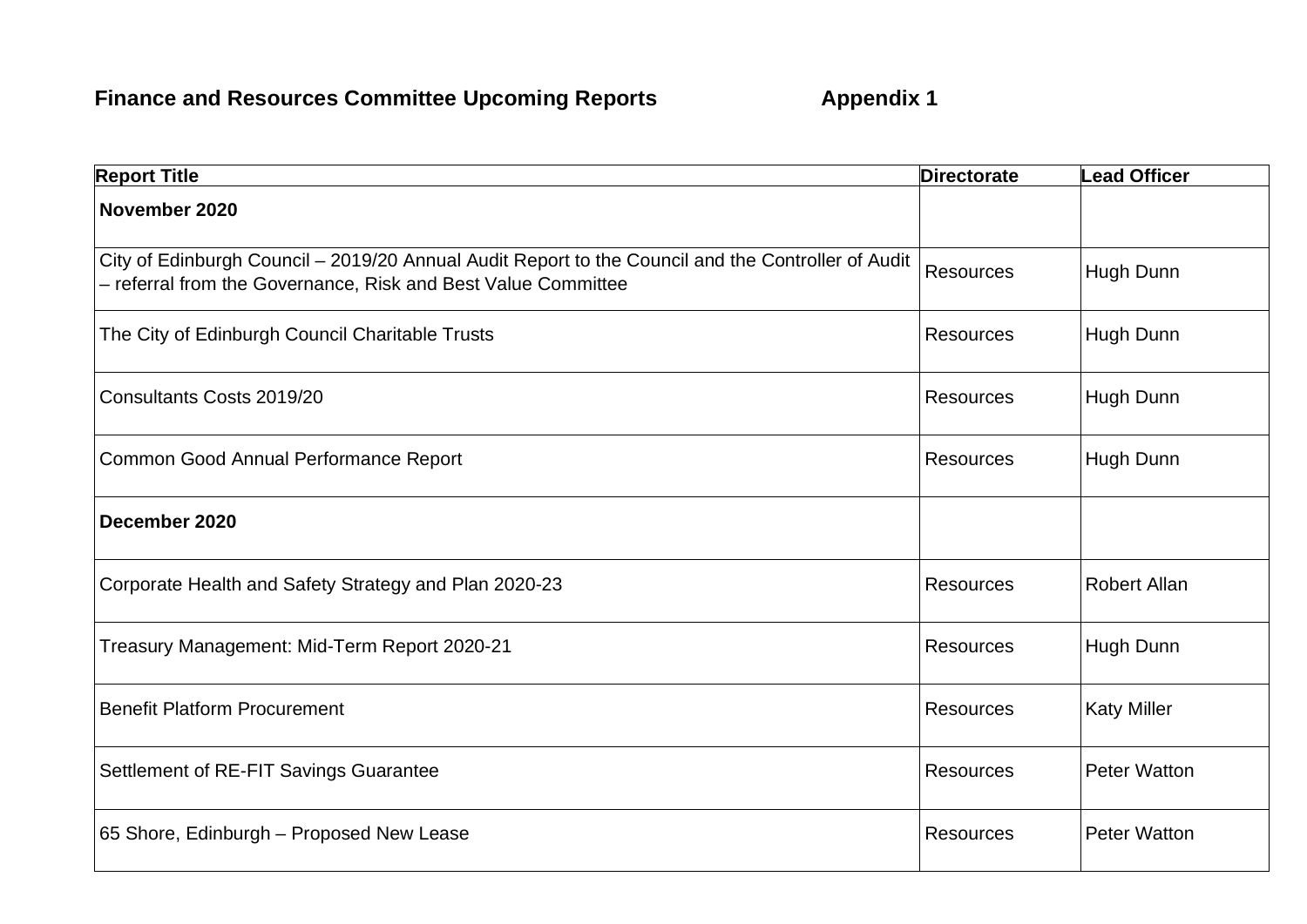**Finance and Resources Committee Upcoming Reports** **Appendix 1**

| Report Title | Directorate | Lead Officer |
|---|---|---|
| **November 2020** | | |
| City of Edinburgh Council – 2019/20 Annual Audit Report to the Council and the Controller of Audit – referral from the Governance, Risk and Best Value Committee | Resources | Hugh Dunn |
| The City of Edinburgh Council Charitable Trusts | Resources | Hugh Dunn |
| Consultants Costs 2019/20 | Resources | Hugh Dunn |
| Common Good Annual Performance Report | Resources | Hugh Dunn |
| **December 2020** | | |
| Corporate Health and Safety Strategy and Plan 2020-23 | Resources | Robert Allan |
| Treasury Management: Mid-Term Report 2020-21 | Resources | Hugh Dunn |
| Benefit Platform Procurement | Resources | Katy Miller |
| Settlement of RE-FIT Savings Guarantee | Resources | Peter Watton |
| 65 Shore, Edinburgh – Proposed New Lease | Resources | Peter Watton |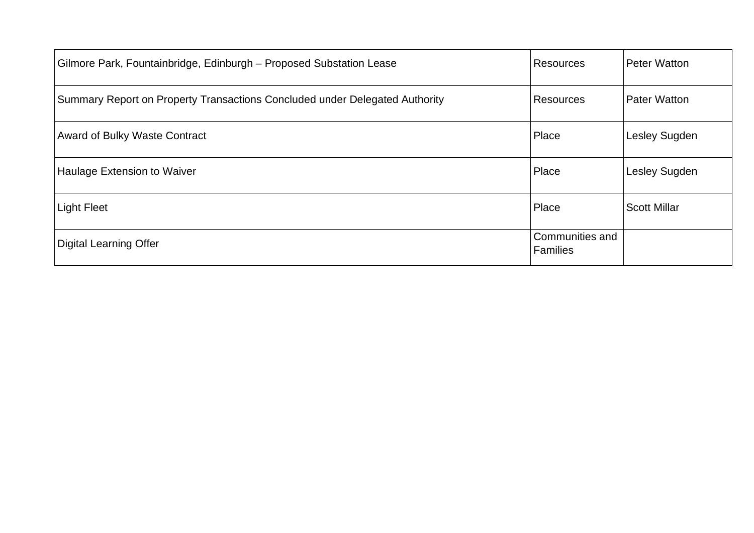| | | |
|---|---|---|
| Gilmore Park, Fountainbridge, Edinburgh – Proposed Substation Lease | Resources | Peter Watton |
| Summary Report on Property Transactions Concluded under Delegated Authority | Resources | Pater Watton |
| Award of Bulky Waste Contract | Place | Lesley Sugden |
| Haulage Extension to Waiver | Place | Lesley Sugden |
| Light Fleet | Place | Scott Millar |
| Digital Learning Offer | Communities and Families | |